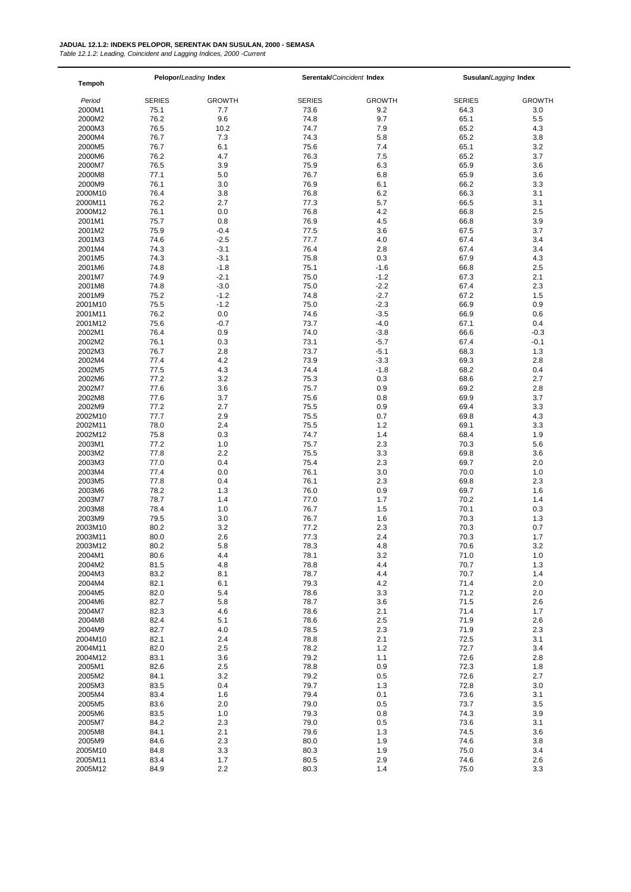**JADUAL 12.1.2: INDEKS PELOPOR, SERENTAK DAN SUSULAN, 2000 - SEMASA**

*Table 12.1.2: Leading, Coincident and Lagging Indices, 2000 -Current*

| Tempoh | Pelopor/*Leading* Index | | Serentak/*Coincident* Index | | Susulan/*Lagging* Index | |
|---|---|---|---|---|---|---|
| *Period* | SERIES | GROWTH | SERIES | GROWTH | SERIES | GROWTH |
| 2000M1 | 75.1 | 7.7 | 73.6 | 9.2 | 64.3 | 3.0 |
| 2000M2 | 76.2 | 9.6 | 74.8 | 9.7 | 65.1 | 5.5 |
| 2000M3 | 76.5 | 10.2 | 74.7 | 7.9 | 65.2 | 4.3 |
| 2000M4 | 76.7 | 7.3 | 74.3 | 5.8 | 65.2 | 3.8 |
| 2000M5 | 76.7 | 6.1 | 75.6 | 7.4 | 65.1 | 3.2 |
| 2000M6 | 76.2 | 4.7 | 76.3 | 7.5 | 65.2 | 3.7 |
| 2000M7 | 76.5 | 3.9 | 75.9 | 6.3 | 65.9 | 3.6 |
| 2000M8 | 77.1 | 5.0 | 76.7 | 6.8 | 65.9 | 3.6 |
| 2000M9 | 76.1 | 3.0 | 76.9 | 6.1 | 66.2 | 3.3 |
| 2000M10 | 76.4 | 3.8 | 76.8 | 6.2 | 66.3 | 3.1 |
| 2000M11 | 76.2 | 2.7 | 77.3 | 5.7 | 66.5 | 3.1 |
| 2000M12 | 76.1 | 0.0 | 76.8 | 4.2 | 66.8 | 2.5 |
| 2001M1 | 75.7 | 0.8 | 76.9 | 4.5 | 66.8 | 3.9 |
| 2001M2 | 75.9 | -0.4 | 77.5 | 3.6 | 67.5 | 3.7 |
| 2001M3 | 74.6 | -2.5 | 77.7 | 4.0 | 67.4 | 3.4 |
| 2001M4 | 74.3 | -3.1 | 76.4 | 2.8 | 67.4 | 3.4 |
| 2001M5 | 74.3 | -3.1 | 75.8 | 0.3 | 67.9 | 4.3 |
| 2001M6 | 74.8 | -1.8 | 75.1 | -1.6 | 66.8 | 2.5 |
| 2001M7 | 74.9 | -2.1 | 75.0 | -1.2 | 67.3 | 2.1 |
| 2001M8 | 74.8 | -3.0 | 75.0 | -2.2 | 67.4 | 2.3 |
| 2001M9 | 75.2 | -1.2 | 74.8 | -2.7 | 67.2 | 1.5 |
| 2001M10 | 75.5 | -1.2 | 75.0 | -2.3 | 66.9 | 0.9 |
| 2001M11 | 76.2 | 0.0 | 74.6 | -3.5 | 66.9 | 0.6 |
| 2001M12 | 75.6 | -0.7 | 73.7 | -4.0 | 67.1 | 0.4 |
| 2002M1 | 76.4 | 0.9 | 74.0 | -3.8 | 66.6 | -0.3 |
| 2002M2 | 76.1 | 0.3 | 73.1 | -5.7 | 67.4 | -0.1 |
| 2002M3 | 76.7 | 2.8 | 73.7 | -5.1 | 68.3 | 1.3 |
| 2002M4 | 77.4 | 4.2 | 73.9 | -3.3 | 69.3 | 2.8 |
| 2002M5 | 77.5 | 4.3 | 74.4 | -1.8 | 68.2 | 0.4 |
| 2002M6 | 77.2 | 3.2 | 75.3 | 0.3 | 68.6 | 2.7 |
| 2002M7 | 77.6 | 3.6 | 75.7 | 0.9 | 69.2 | 2.8 |
| 2002M8 | 77.6 | 3.7 | 75.6 | 0.8 | 69.9 | 3.7 |
| 2002M9 | 77.2 | 2.7 | 75.5 | 0.9 | 69.4 | 3.3 |
| 2002M10 | 77.7 | 2.9 | 75.5 | 0.7 | 69.8 | 4.3 |
| 2002M11 | 78.0 | 2.4 | 75.5 | 1.2 | 69.1 | 3.3 |
| 2002M12 | 75.8 | 0.3 | 74.7 | 1.4 | 68.4 | 1.9 |
| 2003M1 | 77.2 | 1.0 | 75.7 | 2.3 | 70.3 | 5.6 |
| 2003M2 | 77.8 | 2.2 | 75.5 | 3.3 | 69.8 | 3.6 |
| 2003M3 | 77.0 | 0.4 | 75.4 | 2.3 | 69.7 | 2.0 |
| 2003M4 | 77.4 | 0.0 | 76.1 | 3.0 | 70.0 | 1.0 |
| 2003M5 | 77.8 | 0.4 | 76.1 | 2.3 | 69.8 | 2.3 |
| 2003M6 | 78.2 | 1.3 | 76.0 | 0.9 | 69.7 | 1.6 |
| 2003M7 | 78.7 | 1.4 | 77.0 | 1.7 | 70.2 | 1.4 |
| 2003M8 | 78.4 | 1.0 | 76.7 | 1.5 | 70.1 | 0.3 |
| 2003M9 | 79.5 | 3.0 | 76.7 | 1.6 | 70.3 | 1.3 |
| 2003M10 | 80.2 | 3.2 | 77.2 | 2.3 | 70.3 | 0.7 |
| 2003M11 | 80.0 | 2.6 | 77.3 | 2.4 | 70.3 | 1.7 |
| 2003M12 | 80.2 | 5.8 | 78.3 | 4.8 | 70.6 | 3.2 |
| 2004M1 | 80.6 | 4.4 | 78.1 | 3.2 | 71.0 | 1.0 |
| 2004M2 | 81.5 | 4.8 | 78.8 | 4.4 | 70.7 | 1.3 |
| 2004M3 | 83.2 | 8.1 | 78.7 | 4.4 | 70.7 | 1.4 |
| 2004M4 | 82.1 | 6.1 | 79.3 | 4.2 | 71.4 | 2.0 |
| 2004M5 | 82.0 | 5.4 | 78.6 | 3.3 | 71.2 | 2.0 |
| 2004M6 | 82.7 | 5.8 | 78.7 | 3.6 | 71.5 | 2.6 |
| 2004M7 | 82.3 | 4.6 | 78.6 | 2.1 | 71.4 | 1.7 |
| 2004M8 | 82.4 | 5.1 | 78.6 | 2.5 | 71.9 | 2.6 |
| 2004M9 | 82.7 | 4.0 | 78.5 | 2.3 | 71.9 | 2.3 |
| 2004M10 | 82.1 | 2.4 | 78.8 | 2.1 | 72.5 | 3.1 |
| 2004M11 | 82.0 | 2.5 | 78.2 | 1.2 | 72.7 | 3.4 |
| 2004M12 | 83.1 | 3.6 | 79.2 | 1.1 | 72.6 | 2.8 |
| 2005M1 | 82.6 | 2.5 | 78.8 | 0.9 | 72.3 | 1.8 |
| 2005M2 | 84.1 | 3.2 | 79.2 | 0.5 | 72.6 | 2.7 |
| 2005M3 | 83.5 | 0.4 | 79.7 | 1.3 | 72.8 | 3.0 |
| 2005M4 | 83.4 | 1.6 | 79.4 | 0.1 | 73.6 | 3.1 |
| 2005M5 | 83.6 | 2.0 | 79.0 | 0.5 | 73.7 | 3.5 |
| 2005M6 | 83.5 | 1.0 | 79.3 | 0.8 | 74.3 | 3.9 |
| 2005M7 | 84.2 | 2.3 | 79.0 | 0.5 | 73.6 | 3.1 |
| 2005M8 | 84.1 | 2.1 | 79.6 | 1.3 | 74.5 | 3.6 |
| 2005M9 | 84.6 | 2.3 | 80.0 | 1.9 | 74.6 | 3.8 |
| 2005M10 | 84.8 | 3.3 | 80.3 | 1.9 | 75.0 | 3.4 |
| 2005M11 | 83.4 | 1.7 | 80.5 | 2.9 | 74.6 | 2.6 |
| 2005M12 | 84.9 | 2.2 | 80.3 | 1.4 | 75.0 | 3.3 |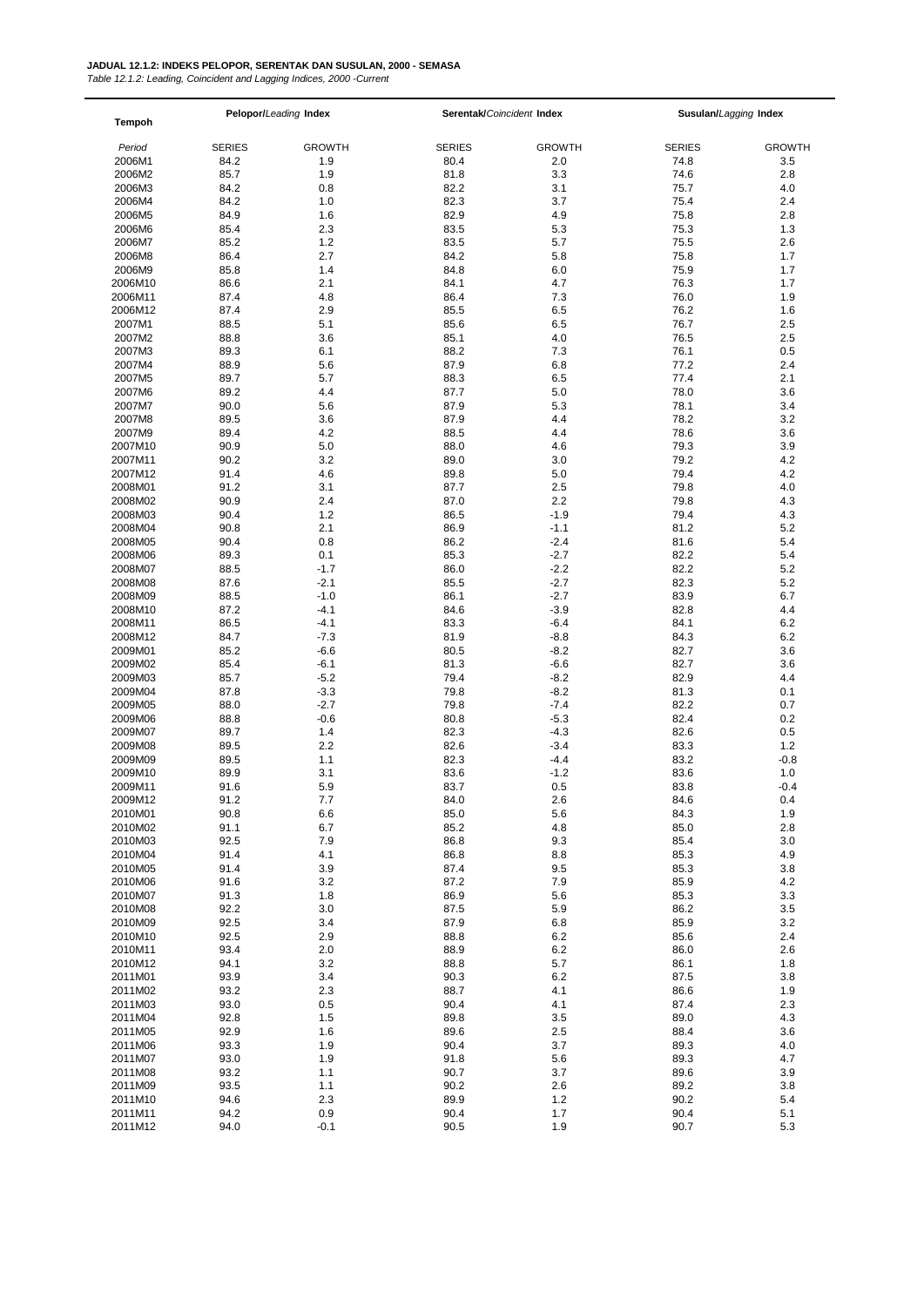**JADUAL 12.1.2: INDEKS PELOPOR, SERENTAK DAN SUSULAN, 2000 - SEMASA**
*Table 12.1.2: Leading, Coincident and Lagging Indices, 2000 -Current*

| Tempoh | Pelopor/*Leading* Index | | Serentak/*Coincident* Index | | Susulan/*Lagging* Index | |
|---|---|---|---|---|---|---|
| *Period* | SERIES | GROWTH | SERIES | GROWTH | SERIES | GROWTH |
| 2006M1 | 84.2 | 1.9 | 80.4 | 2.0 | 74.8 | 3.5 |
| 2006M2 | 85.7 | 1.9 | 81.8 | 3.3 | 74.6 | 2.8 |
| 2006M3 | 84.2 | 0.8 | 82.2 | 3.1 | 75.7 | 4.0 |
| 2006M4 | 84.2 | 1.0 | 82.3 | 3.7 | 75.4 | 2.4 |
| 2006M5 | 84.9 | 1.6 | 82.9 | 4.9 | 75.8 | 2.8 |
| 2006M6 | 85.4 | 2.3 | 83.5 | 5.3 | 75.3 | 1.3 |
| 2006M7 | 85.2 | 1.2 | 83.5 | 5.7 | 75.5 | 2.6 |
| 2006M8 | 86.4 | 2.7 | 84.2 | 5.8 | 75.8 | 1.7 |
| 2006M9 | 85.8 | 1.4 | 84.8 | 6.0 | 75.9 | 1.7 |
| 2006M10 | 86.6 | 2.1 | 84.1 | 4.7 | 76.3 | 1.7 |
| 2006M11 | 87.4 | 4.8 | 86.4 | 7.3 | 76.0 | 1.9 |
| 2006M12 | 87.4 | 2.9 | 85.5 | 6.5 | 76.2 | 1.6 |
| 2007M1 | 88.5 | 5.1 | 85.6 | 6.5 | 76.7 | 2.5 |
| 2007M2 | 88.8 | 3.6 | 85.1 | 4.0 | 76.5 | 2.5 |
| 2007M3 | 89.3 | 6.1 | 88.2 | 7.3 | 76.1 | 0.5 |
| 2007M4 | 88.9 | 5.6 | 87.9 | 6.8 | 77.2 | 2.4 |
| 2007M5 | 89.7 | 5.7 | 88.3 | 6.5 | 77.4 | 2.1 |
| 2007M6 | 89.2 | 4.4 | 87.7 | 5.0 | 78.0 | 3.6 |
| 2007M7 | 90.0 | 5.6 | 87.9 | 5.3 | 78.1 | 3.4 |
| 2007M8 | 89.5 | 3.6 | 87.9 | 4.4 | 78.2 | 3.2 |
| 2007M9 | 89.4 | 4.2 | 88.5 | 4.4 | 78.6 | 3.6 |
| 2007M10 | 90.9 | 5.0 | 88.0 | 4.6 | 79.3 | 3.9 |
| 2007M11 | 90.2 | 3.2 | 89.0 | 3.0 | 79.2 | 4.2 |
| 2007M12 | 91.4 | 4.6 | 89.8 | 5.0 | 79.4 | 4.2 |
| 2008M01 | 91.2 | 3.1 | 87.7 | 2.5 | 79.8 | 4.0 |
| 2008M02 | 90.9 | 2.4 | 87.0 | 2.2 | 79.8 | 4.3 |
| 2008M03 | 90.4 | 1.2 | 86.5 | -1.9 | 79.4 | 4.3 |
| 2008M04 | 90.8 | 2.1 | 86.9 | -1.1 | 81.2 | 5.2 |
| 2008M05 | 90.4 | 0.8 | 86.2 | -2.4 | 81.6 | 5.4 |
| 2008M06 | 89.3 | 0.1 | 85.3 | -2.7 | 82.2 | 5.4 |
| 2008M07 | 88.5 | -1.7 | 86.0 | -2.2 | 82.2 | 5.2 |
| 2008M08 | 87.6 | -2.1 | 85.5 | -2.7 | 82.3 | 5.2 |
| 2008M09 | 88.5 | -1.0 | 86.1 | -2.7 | 83.9 | 6.7 |
| 2008M10 | 87.2 | -4.1 | 84.6 | -3.9 | 82.8 | 4.4 |
| 2008M11 | 86.5 | -4.1 | 83.3 | -6.4 | 84.1 | 6.2 |
| 2008M12 | 84.7 | -7.3 | 81.9 | -8.8 | 84.3 | 6.2 |
| 2009M01 | 85.2 | -6.6 | 80.5 | -8.2 | 82.7 | 3.6 |
| 2009M02 | 85.4 | -6.1 | 81.3 | -6.6 | 82.7 | 3.6 |
| 2009M03 | 85.7 | -5.2 | 79.4 | -8.2 | 82.9 | 4.4 |
| 2009M04 | 87.8 | -3.3 | 79.8 | -8.2 | 81.3 | 0.1 |
| 2009M05 | 88.0 | -2.7 | 79.8 | -7.4 | 82.2 | 0.7 |
| 2009M06 | 88.8 | -0.6 | 80.8 | -5.3 | 82.4 | 0.2 |
| 2009M07 | 89.7 | 1.4 | 82.3 | -4.3 | 82.6 | 0.5 |
| 2009M08 | 89.5 | 2.2 | 82.6 | -3.4 | 83.3 | 1.2 |
| 2009M09 | 89.5 | 1.1 | 82.3 | -4.4 | 83.2 | -0.8 |
| 2009M10 | 89.9 | 3.1 | 83.6 | -1.2 | 83.6 | 1.0 |
| 2009M11 | 91.6 | 5.9 | 83.7 | 0.5 | 83.8 | -0.4 |
| 2009M12 | 91.2 | 7.7 | 84.0 | 2.6 | 84.6 | 0.4 |
| 2010M01 | 90.8 | 6.6 | 85.0 | 5.6 | 84.3 | 1.9 |
| 2010M02 | 91.1 | 6.7 | 85.2 | 4.8 | 85.0 | 2.8 |
| 2010M03 | 92.5 | 7.9 | 86.8 | 9.3 | 85.4 | 3.0 |
| 2010M04 | 91.4 | 4.1 | 86.8 | 8.8 | 85.3 | 4.9 |
| 2010M05 | 91.4 | 3.9 | 87.4 | 9.5 | 85.3 | 3.8 |
| 2010M06 | 91.6 | 3.2 | 87.2 | 7.9 | 85.9 | 4.2 |
| 2010M07 | 91.3 | 1.8 | 86.9 | 5.6 | 85.3 | 3.3 |
| 2010M08 | 92.2 | 3.0 | 87.5 | 5.9 | 86.2 | 3.5 |
| 2010M09 | 92.5 | 3.4 | 87.9 | 6.8 | 85.9 | 3.2 |
| 2010M10 | 92.5 | 2.9 | 88.8 | 6.2 | 85.6 | 2.4 |
| 2010M11 | 93.4 | 2.0 | 88.9 | 6.2 | 86.0 | 2.6 |
| 2010M12 | 94.1 | 3.2 | 88.8 | 5.7 | 86.1 | 1.8 |
| 2011M01 | 93.9 | 3.4 | 90.3 | 6.2 | 87.5 | 3.8 |
| 2011M02 | 93.2 | 2.3 | 88.7 | 4.1 | 86.6 | 1.9 |
| 2011M03 | 93.0 | 0.5 | 90.4 | 4.1 | 87.4 | 2.3 |
| 2011M04 | 92.8 | 1.5 | 89.8 | 3.5 | 89.0 | 4.3 |
| 2011M05 | 92.9 | 1.6 | 89.6 | 2.5 | 88.4 | 3.6 |
| 2011M06 | 93.3 | 1.9 | 90.4 | 3.7 | 89.3 | 4.0 |
| 2011M07 | 93.0 | 1.9 | 91.8 | 5.6 | 89.3 | 4.7 |
| 2011M08 | 93.2 | 1.1 | 90.7 | 3.7 | 89.6 | 3.9 |
| 2011M09 | 93.5 | 1.1 | 90.2 | 2.6 | 89.2 | 3.8 |
| 2011M10 | 94.6 | 2.3 | 89.9 | 1.2 | 90.2 | 5.4 |
| 2011M11 | 94.2 | 0.9 | 90.4 | 1.7 | 90.4 | 5.1 |
| 2011M12 | 94.0 | -0.1 | 90.5 | 1.9 | 90.7 | 5.3 |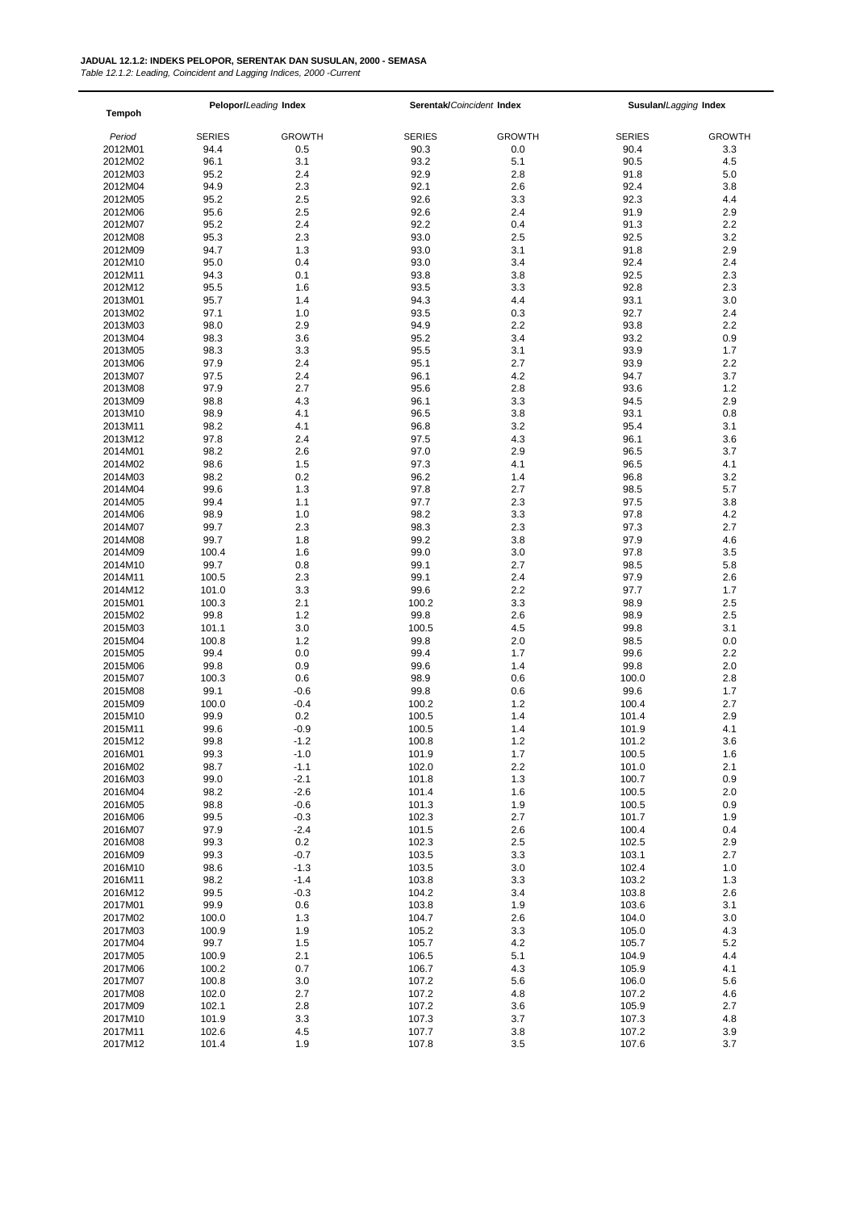**JADUAL 12.1.2: INDEKS PELOPOR, SERENTAK DAN SUSULAN, 2000 - SEMASA**

*Table 12.1.2: Leading, Coincident and Lagging Indices, 2000 -Current*

| Tempoh | Pelopor/*Leading* Index | | Serentak/*Coincident* Index | | Susulan/*Lagging* Index | |
|---|---|---|---|---|---|---|
| *Period* | SERIES | GROWTH | SERIES | GROWTH | SERIES | GROWTH |
| 2012M01 | 94.4 | 0.5 | 90.3 | 0.0 | 90.4 | 3.3 |
| 2012M02 | 96.1 | 3.1 | 93.2 | 5.1 | 90.5 | 4.5 |
| 2012M03 | 95.2 | 2.4 | 92.9 | 2.8 | 91.8 | 5.0 |
| 2012M04 | 94.9 | 2.3 | 92.1 | 2.6 | 92.4 | 3.8 |
| 2012M05 | 95.2 | 2.5 | 92.6 | 3.3 | 92.3 | 4.4 |
| 2012M06 | 95.6 | 2.5 | 92.6 | 2.4 | 91.9 | 2.9 |
| 2012M07 | 95.2 | 2.4 | 92.2 | 0.4 | 91.3 | 2.2 |
| 2012M08 | 95.3 | 2.3 | 93.0 | 2.5 | 92.5 | 3.2 |
| 2012M09 | 94.7 | 1.3 | 93.0 | 3.1 | 91.8 | 2.9 |
| 2012M10 | 95.0 | 0.4 | 93.0 | 3.4 | 92.4 | 2.4 |
| 2012M11 | 94.3 | 0.1 | 93.8 | 3.8 | 92.5 | 2.3 |
| 2012M12 | 95.5 | 1.6 | 93.5 | 3.3 | 92.8 | 2.3 |
| 2013M01 | 95.7 | 1.4 | 94.3 | 4.4 | 93.1 | 3.0 |
| 2013M02 | 97.1 | 1.0 | 93.5 | 0.3 | 92.7 | 2.4 |
| 2013M03 | 98.0 | 2.9 | 94.9 | 2.2 | 93.8 | 2.2 |
| 2013M04 | 98.3 | 3.6 | 95.2 | 3.4 | 93.2 | 0.9 |
| 2013M05 | 98.3 | 3.3 | 95.5 | 3.1 | 93.9 | 1.7 |
| 2013M06 | 97.9 | 2.4 | 95.1 | 2.7 | 93.9 | 2.2 |
| 2013M07 | 97.5 | 2.4 | 96.1 | 4.2 | 94.7 | 3.7 |
| 2013M08 | 97.9 | 2.7 | 95.6 | 2.8 | 93.6 | 1.2 |
| 2013M09 | 98.8 | 4.3 | 96.1 | 3.3 | 94.5 | 2.9 |
| 2013M10 | 98.9 | 4.1 | 96.5 | 3.8 | 93.1 | 0.8 |
| 2013M11 | 98.2 | 4.1 | 96.8 | 3.2 | 95.4 | 3.1 |
| 2013M12 | 97.8 | 2.4 | 97.5 | 4.3 | 96.1 | 3.6 |
| 2014M01 | 98.2 | 2.6 | 97.0 | 2.9 | 96.5 | 3.7 |
| 2014M02 | 98.6 | 1.5 | 97.3 | 4.1 | 96.5 | 4.1 |
| 2014M03 | 98.2 | 0.2 | 96.2 | 1.4 | 96.8 | 3.2 |
| 2014M04 | 99.6 | 1.3 | 97.8 | 2.7 | 98.5 | 5.7 |
| 2014M05 | 99.4 | 1.1 | 97.7 | 2.3 | 97.5 | 3.8 |
| 2014M06 | 98.9 | 1.0 | 98.2 | 3.3 | 97.8 | 4.2 |
| 2014M07 | 99.7 | 2.3 | 98.3 | 2.3 | 97.3 | 2.7 |
| 2014M08 | 99.7 | 1.8 | 99.2 | 3.8 | 97.9 | 4.6 |
| 2014M09 | 100.4 | 1.6 | 99.0 | 3.0 | 97.8 | 3.5 |
| 2014M10 | 99.7 | 0.8 | 99.1 | 2.7 | 98.5 | 5.8 |
| 2014M11 | 100.5 | 2.3 | 99.1 | 2.4 | 97.9 | 2.6 |
| 2014M12 | 101.0 | 3.3 | 99.6 | 2.2 | 97.7 | 1.7 |
| 2015M01 | 100.3 | 2.1 | 100.2 | 3.3 | 98.9 | 2.5 |
| 2015M02 | 99.8 | 1.2 | 99.8 | 2.6 | 98.9 | 2.5 |
| 2015M03 | 101.1 | 3.0 | 100.5 | 4.5 | 99.8 | 3.1 |
| 2015M04 | 100.8 | 1.2 | 99.8 | 2.0 | 98.5 | 0.0 |
| 2015M05 | 99.4 | 0.0 | 99.4 | 1.7 | 99.6 | 2.2 |
| 2015M06 | 99.8 | 0.9 | 99.6 | 1.4 | 99.8 | 2.0 |
| 2015M07 | 100.3 | 0.6 | 98.9 | 0.6 | 100.0 | 2.8 |
| 2015M08 | 99.1 | -0.6 | 99.8 | 0.6 | 99.6 | 1.7 |
| 2015M09 | 100.0 | -0.4 | 100.2 | 1.2 | 100.4 | 2.7 |
| 2015M10 | 99.9 | 0.2 | 100.5 | 1.4 | 101.4 | 2.9 |
| 2015M11 | 99.6 | -0.9 | 100.5 | 1.4 | 101.9 | 4.1 |
| 2015M12 | 99.8 | -1.2 | 100.8 | 1.2 | 101.2 | 3.6 |
| 2016M01 | 99.3 | -1.0 | 101.9 | 1.7 | 100.5 | 1.6 |
| 2016M02 | 98.7 | -1.1 | 102.0 | 2.2 | 101.0 | 2.1 |
| 2016M03 | 99.0 | -2.1 | 101.8 | 1.3 | 100.7 | 0.9 |
| 2016M04 | 98.2 | -2.6 | 101.4 | 1.6 | 100.5 | 2.0 |
| 2016M05 | 98.8 | -0.6 | 101.3 | 1.9 | 100.5 | 0.9 |
| 2016M06 | 99.5 | -0.3 | 102.3 | 2.7 | 101.7 | 1.9 |
| 2016M07 | 97.9 | -2.4 | 101.5 | 2.6 | 100.4 | 0.4 |
| 2016M08 | 99.3 | 0.2 | 102.3 | 2.5 | 102.5 | 2.9 |
| 2016M09 | 99.3 | -0.7 | 103.5 | 3.3 | 103.1 | 2.7 |
| 2016M10 | 98.6 | -1.3 | 103.5 | 3.0 | 102.4 | 1.0 |
| 2016M11 | 98.2 | -1.4 | 103.8 | 3.3 | 103.2 | 1.3 |
| 2016M12 | 99.5 | -0.3 | 104.2 | 3.4 | 103.8 | 2.6 |
| 2017M01 | 99.9 | 0.6 | 103.8 | 1.9 | 103.6 | 3.1 |
| 2017M02 | 100.0 | 1.3 | 104.7 | 2.6 | 104.0 | 3.0 |
| 2017M03 | 100.9 | 1.9 | 105.2 | 3.3 | 105.0 | 4.3 |
| 2017M04 | 99.7 | 1.5 | 105.7 | 4.2 | 105.7 | 5.2 |
| 2017M05 | 100.9 | 2.1 | 106.5 | 5.1 | 104.9 | 4.4 |
| 2017M06 | 100.2 | 0.7 | 106.7 | 4.3 | 105.9 | 4.1 |
| 2017M07 | 100.8 | 3.0 | 107.2 | 5.6 | 106.0 | 5.6 |
| 2017M08 | 102.0 | 2.7 | 107.2 | 4.8 | 107.2 | 4.6 |
| 2017M09 | 102.1 | 2.8 | 107.2 | 3.6 | 105.9 | 2.7 |
| 2017M10 | 101.9 | 3.3 | 107.3 | 3.7 | 107.3 | 4.8 |
| 2017M11 | 102.6 | 4.5 | 107.7 | 3.8 | 107.2 | 3.9 |
| 2017M12 | 101.4 | 1.9 | 107.8 | 3.5 | 107.6 | 3.7 |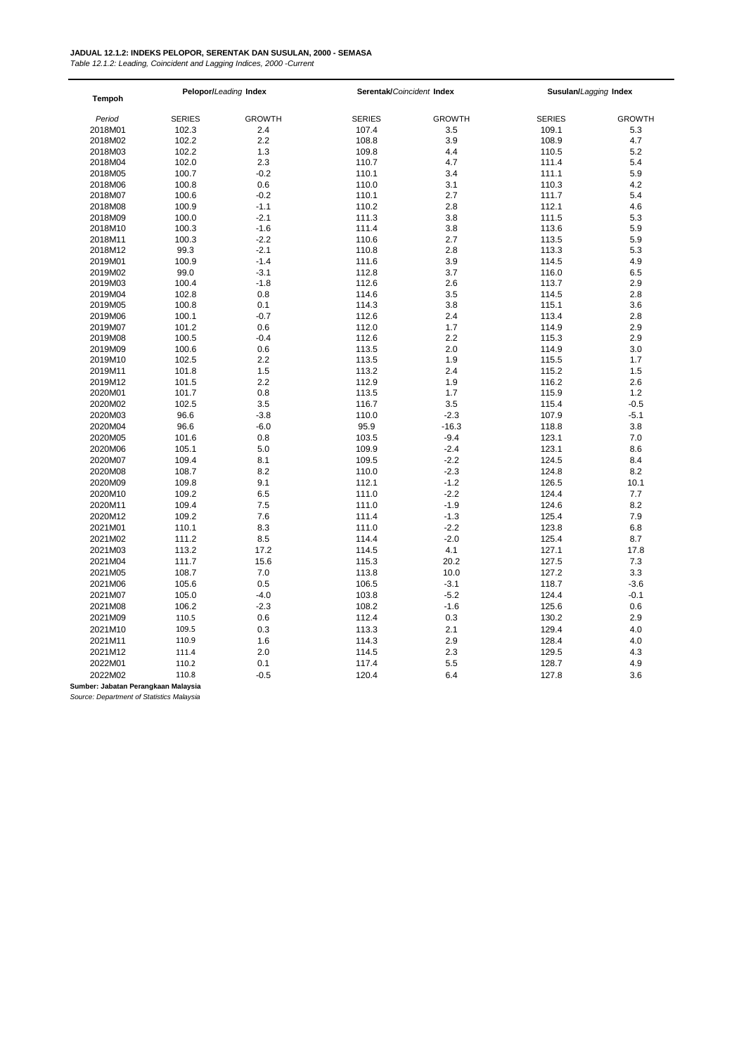**JADUAL 12.1.2: INDEKS PELOPOR, SERENTAK DAN SUSULAN, 2000 - SEMASA**

*Table 12.1.2: Leading, Coincident and Lagging Indices, 2000 -Current*

| Tempoh | **Pelopor/***Leading* **Index** | | **Serentak/***Coincident* **Index** | | **Susulan/***Lagging* **Index** | |
|---|---|---|---|---|---|---|
| *Period* | SERIES | GROWTH | SERIES | GROWTH | SERIES | GROWTH |
| 2018M01 | 102.3 | 2.4 | 107.4 | 3.5 | 109.1 | 5.3 |
| 2018M02 | 102.2 | 2.2 | 108.8 | 3.9 | 108.9 | 4.7 |
| 2018M03 | 102.2 | 1.3 | 109.8 | 4.4 | 110.5 | 5.2 |
| 2018M04 | 102.0 | 2.3 | 110.7 | 4.7 | 111.4 | 5.4 |
| 2018M05 | 100.7 | -0.2 | 110.1 | 3.4 | 111.1 | 5.9 |
| 2018M06 | 100.8 | 0.6 | 110.0 | 3.1 | 110.3 | 4.2 |
| 2018M07 | 100.6 | -0.2 | 110.1 | 2.7 | 111.7 | 5.4 |
| 2018M08 | 100.9 | -1.1 | 110.2 | 2.8 | 112.1 | 4.6 |
| 2018M09 | 100.0 | -2.1 | 111.3 | 3.8 | 111.5 | 5.3 |
| 2018M10 | 100.3 | -1.6 | 111.4 | 3.8 | 113.6 | 5.9 |
| 2018M11 | 100.3 | -2.2 | 110.6 | 2.7 | 113.5 | 5.9 |
| 2018M12 | 99.3 | -2.1 | 110.8 | 2.8 | 113.3 | 5.3 |
| 2019M01 | 100.9 | -1.4 | 111.6 | 3.9 | 114.5 | 4.9 |
| 2019M02 | 99.0 | -3.1 | 112.8 | 3.7 | 116.0 | 6.5 |
| 2019M03 | 100.4 | -1.8 | 112.6 | 2.6 | 113.7 | 2.9 |
| 2019M04 | 102.8 | 0.8 | 114.6 | 3.5 | 114.5 | 2.8 |
| 2019M05 | 100.8 | 0.1 | 114.3 | 3.8 | 115.1 | 3.6 |
| 2019M06 | 100.1 | -0.7 | 112.6 | 2.4 | 113.4 | 2.8 |
| 2019M07 | 101.2 | 0.6 | 112.0 | 1.7 | 114.9 | 2.9 |
| 2019M08 | 100.5 | -0.4 | 112.6 | 2.2 | 115.3 | 2.9 |
| 2019M09 | 100.6 | 0.6 | 113.5 | 2.0 | 114.9 | 3.0 |
| 2019M10 | 102.5 | 2.2 | 113.5 | 1.9 | 115.5 | 1.7 |
| 2019M11 | 101.8 | 1.5 | 113.2 | 2.4 | 115.2 | 1.5 |
| 2019M12 | 101.5 | 2.2 | 112.9 | 1.9 | 116.2 | 2.6 |
| 2020M01 | 101.7 | 0.8 | 113.5 | 1.7 | 115.9 | 1.2 |
| 2020M02 | 102.5 | 3.5 | 116.7 | 3.5 | 115.4 | -0.5 |
| 2020M03 | 96.6 | -3.8 | 110.0 | -2.3 | 107.9 | -5.1 |
| 2020M04 | 96.6 | -6.0 | 95.9 | -16.3 | 118.8 | 3.8 |
| 2020M05 | 101.6 | 0.8 | 103.5 | -9.4 | 123.1 | 7.0 |
| 2020M06 | 105.1 | 5.0 | 109.9 | -2.4 | 123.1 | 8.6 |
| 2020M07 | 109.4 | 8.1 | 109.5 | -2.2 | 124.5 | 8.4 |
| 2020M08 | 108.7 | 8.2 | 110.0 | -2.3 | 124.8 | 8.2 |
| 2020M09 | 109.8 | 9.1 | 112.1 | -1.2 | 126.5 | 10.1 |
| 2020M10 | 109.2 | 6.5 | 111.0 | -2.2 | 124.4 | 7.7 |
| 2020M11 | 109.4 | 7.5 | 111.0 | -1.9 | 124.6 | 8.2 |
| 2020M12 | 109.2 | 7.6 | 111.4 | -1.3 | 125.4 | 7.9 |
| 2021M01 | 110.1 | 8.3 | 111.0 | -2.2 | 123.8 | 6.8 |
| 2021M02 | 111.2 | 8.5 | 114.4 | -2.0 | 125.4 | 8.7 |
| 2021M03 | 113.2 | 17.2 | 114.5 | 4.1 | 127.1 | 17.8 |
| 2021M04 | 111.7 | 15.6 | 115.3 | 20.2 | 127.5 | 7.3 |
| 2021M05 | 108.7 | 7.0 | 113.8 | 10.0 | 127.2 | 3.3 |
| 2021M06 | 105.6 | 0.5 | 106.5 | -3.1 | 118.7 | -3.6 |
| 2021M07 | 105.0 | -4.0 | 103.8 | -5.2 | 124.4 | -0.1 |
| 2021M08 | 106.2 | -2.3 | 108.2 | -1.6 | 125.6 | 0.6 |
| 2021M09 | 110.5 | 0.6 | 112.4 | 0.3 | 130.2 | 2.9 |
| 2021M10 | 109.5 | 0.3 | 113.3 | 2.1 | 129.4 | 4.0 |
| 2021M11 | 110.9 | 1.6 | 114.3 | 2.9 | 128.4 | 4.0 |
| 2021M12 | 111.4 | 2.0 | 114.5 | 2.3 | 129.5 | 4.3 |
| 2022M01 | 110.2 | 0.1 | 117.4 | 5.5 | 128.7 | 4.9 |
| 2022M02 | 110.8 | -0.5 | 120.4 | 6.4 | 127.8 | 3.6 |

**Sumber: Jabatan Perangkaan Malaysia**

*Source: Department of Statistics Malaysia*